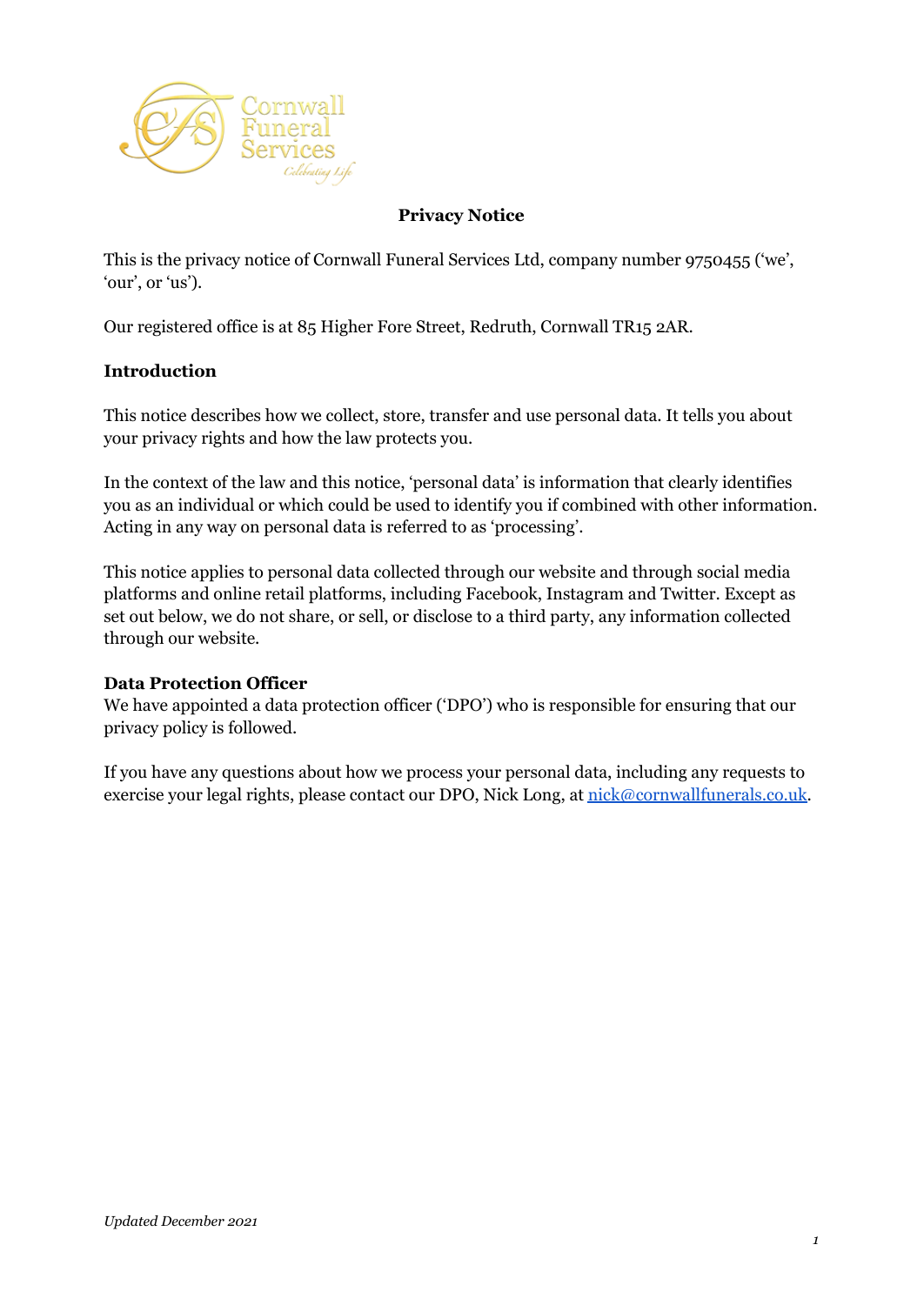# Privacy Notice

This is the privacy notice of Cornwall Funeral Services Ltd, company number 9750455 ('we', 'our', or 'us').

Our registered office is at 85 Higher Fore Street, Redruth, Cornwall TR15 2AR.

## Introduction

This notice describes how we collect, store, transfer and use personal data. It tells you about your privacy rights and how the law protects you.

In the context of the law and this notice, 'personal data' is information that clearly identifies you as an individual or which could be used to identify you if combined with other information. Acting in any way on personal data is referred to as 'processing'.

This notice applies to personal data collected through our website and through social media platforms and online retail platforms, including Facebook, Instagram and Twitter. Except as set out below, we do not share, or sell, or disclose to a third party, any information collected through our website.

## Data Protection Officer

We have appointed a data protection officer ('DPO') who is responsible for ensuring that our privacy policy is followed.

If you have any questions about how we process your personal data, including any requests to exercise your legal rights, please contact our DPO, Nick Long, at nick@cornwallfunerals.co.uk.

*Updated December 2021*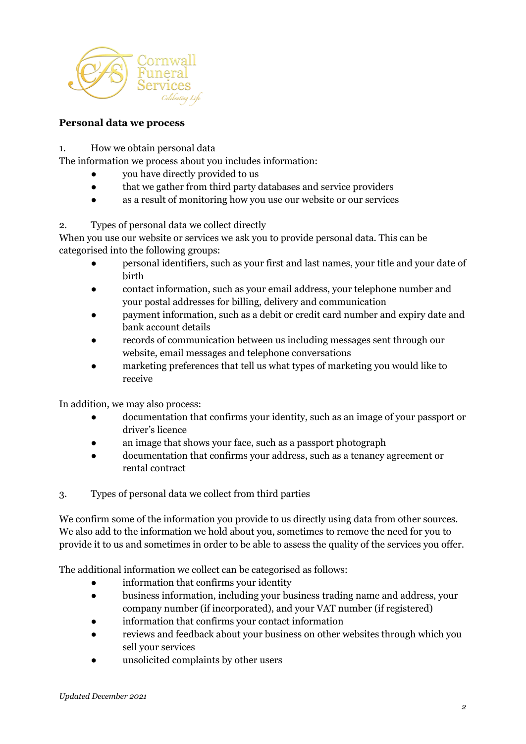## Personal data we process

1. How we obtain personal data

The information we process about you includes information:

- you have directly provided to us
- that we gather from third party databases and service providers
- as a result of monitoring how you use our website or our services

2. Types of personal data we collect directly

When you use our website or services we ask you to provide personal data. This can be categorised into the following groups:

- personal identifiers, such as your first and last names, your title and your date of birth
- contact information, such as your email address, your telephone number and your postal addresses for billing, delivery and communication
- payment information, such as a debit or credit card number and expiry date and bank account details
- records of communication between us including messages sent through our website, email messages and telephone conversations
- marketing preferences that tell us what types of marketing you would like to receive

In addition, we may also process:

- documentation that confirms your identity, such as an image of your passport or driver's licence
- an image that shows your face, such as a passport photograph
- documentation that confirms your address, such as a tenancy agreement or rental contract

3. Types of personal data we collect from third parties

We confirm some of the information you provide to us directly using data from other sources. We also add to the information we hold about you, sometimes to remove the need for you to provide it to us and sometimes in order to be able to assess the quality of the services you offer.

The additional information we collect can be categorised as follows:

- information that confirms your identity
- business information, including your business trading name and address, your company number (if incorporated), and your VAT number (if registered)
- information that confirms your contact information
- reviews and feedback about your business on other websites through which you sell your services
- unsolicited complaints by other users

*Updated December 2021*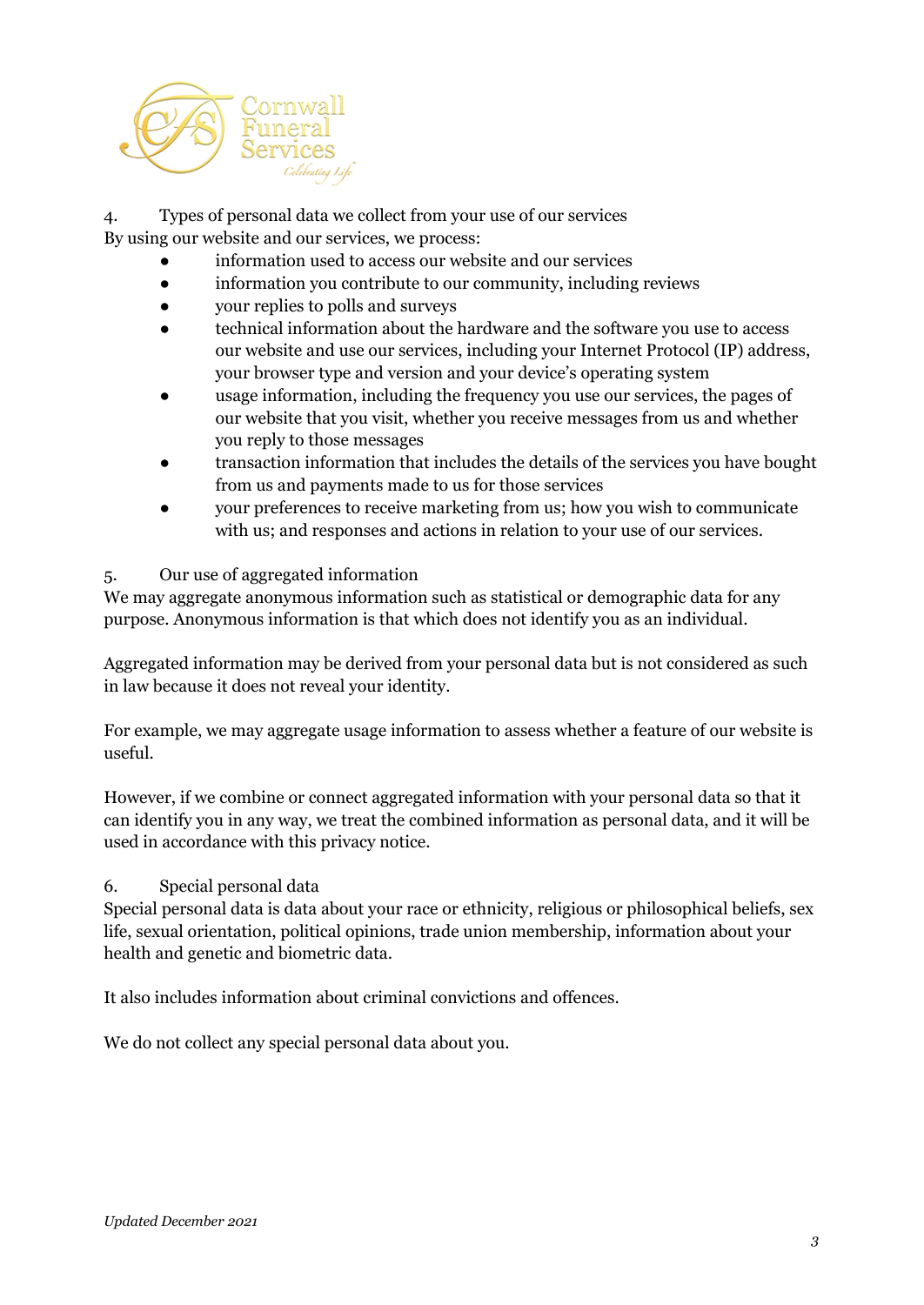## 4. Types of personal data we collect from your use of our services

By using our website and our services, we process:

- information used to access our website and our services
- information you contribute to our community, including reviews
- your replies to polls and surveys
- technical information about the hardware and the software you use to access our website and use our services, including your Internet Protocol (IP) address, your browser type and version and your device's operating system
- usage information, including the frequency you use our services, the pages of our website that you visit, whether you receive messages from us and whether you reply to those messages
- transaction information that includes the details of the services you have bought from us and payments made to us for those services
- your preferences to receive marketing from us; how you wish to communicate with us; and responses and actions in relation to your use of our services.

## 5. Our use of aggregated information

We may aggregate anonymous information such as statistical or demographic data for any purpose. Anonymous information is that which does not identify you as an individual.

Aggregated information may be derived from your personal data but is not considered as such in law because it does not reveal your identity.

For example, we may aggregate usage information to assess whether a feature of our website is useful.

However, if we combine or connect aggregated information with your personal data so that it can identify you in any way, we treat the combined information as personal data, and it will be used in accordance with this privacy notice.

## 6. Special personal data

Special personal data is data about your race or ethnicity, religious or philosophical beliefs, sex life, sexual orientation, political opinions, trade union membership, information about your health and genetic and biometric data.

It also includes information about criminal convictions and offences.

We do not collect any special personal data about you.

*Updated December 2021*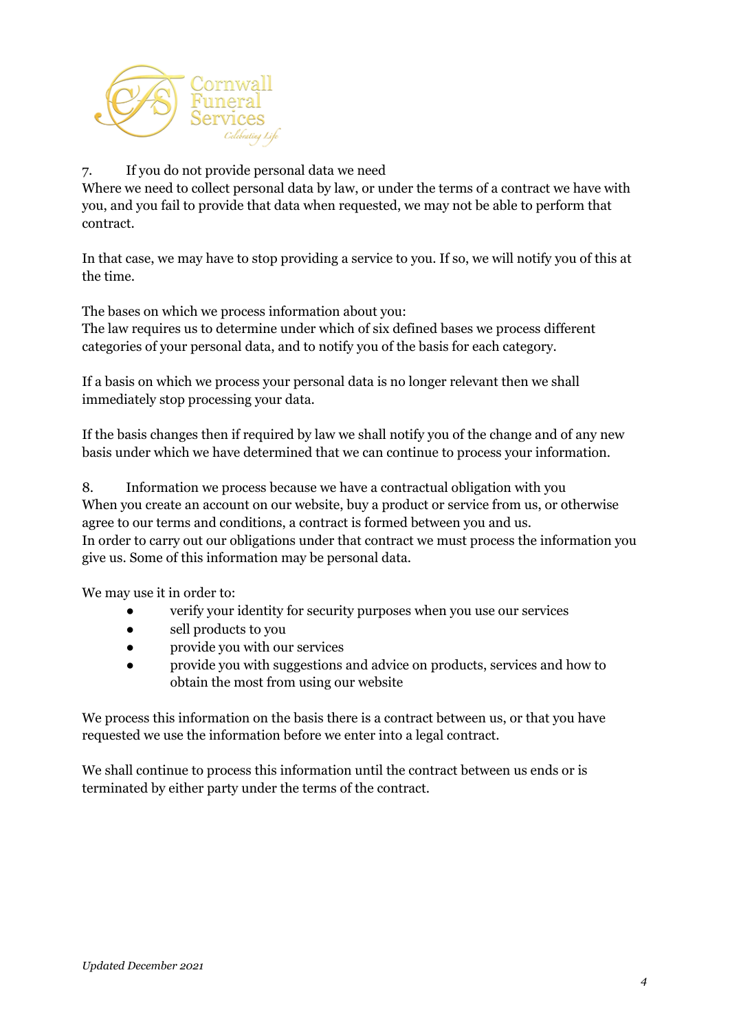## 7. If you do not provide personal data we need

Where we need to collect personal data by law, or under the terms of a contract we have with you, and you fail to provide that data when requested, we may not be able to perform that contract.

In that case, we may have to stop providing a service to you. If so, we will notify you of this at the time.

The bases on which we process information about you:
The law requires us to determine under which of six defined bases we process different categories of your personal data, and to notify you of the basis for each category.

If a basis on which we process your personal data is no longer relevant then we shall immediately stop processing your data.

If the basis changes then if required by law we shall notify you of the change and of any new basis under which we have determined that we can continue to process your information.

## 8. Information we process because we have a contractual obligation with you

When you create an account on our website, buy a product or service from us, or otherwise agree to our terms and conditions, a contract is formed between you and us.
In order to carry out our obligations under that contract we must process the information you give us. Some of this information may be personal data.

We may use it in order to:

- verify your identity for security purposes when you use our services
- sell products to you
- provide you with our services
- provide you with suggestions and advice on products, services and how to obtain the most from using our website

We process this information on the basis there is a contract between us, or that you have requested we use the information before we enter into a legal contract.

We shall continue to process this information until the contract between us ends or is terminated by either party under the terms of the contract.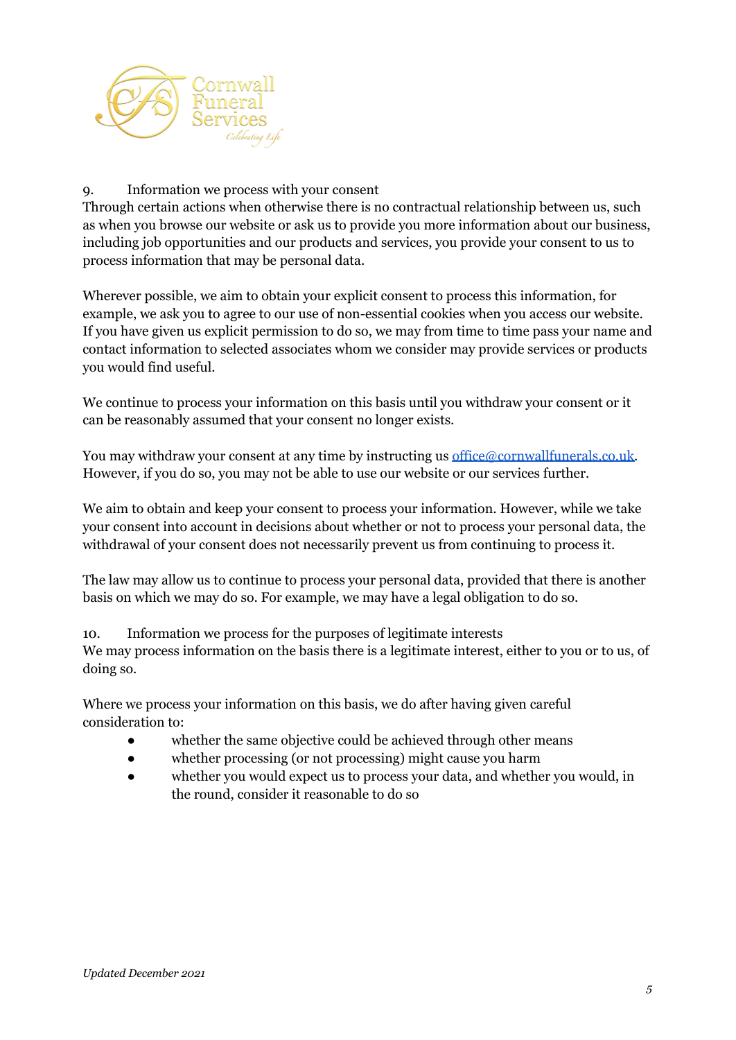## 9. Information we process with your consent

Through certain actions when otherwise there is no contractual relationship between us, such as when you browse our website or ask us to provide you more information about our business, including job opportunities and our products and services, you provide your consent to us to process information that may be personal data.

Wherever possible, we aim to obtain your explicit consent to process this information, for example, we ask you to agree to our use of non-essential cookies when you access our website. If you have given us explicit permission to do so, we may from time to time pass your name and contact information to selected associates whom we consider may provide services or products you would find useful.

We continue to process your information on this basis until you withdraw your consent or it can be reasonably assumed that your consent no longer exists.

You may withdraw your consent at any time by instructing us office@cornwallfunerals.co.uk. However, if you do so, you may not be able to use our website or our services further.

We aim to obtain and keep your consent to process your information. However, while we take your consent into account in decisions about whether or not to process your personal data, the withdrawal of your consent does not necessarily prevent us from continuing to process it.

The law may allow us to continue to process your personal data, provided that there is another basis on which we may do so. For example, we may have a legal obligation to do so.

## 10. Information we process for the purposes of legitimate interests

We may process information on the basis there is a legitimate interest, either to you or to us, of doing so.

Where we process your information on this basis, we do after having given careful consideration to:

- whether the same objective could be achieved through other means
- whether processing (or not processing) might cause you harm
- whether you would expect us to process your data, and whether you would, in the round, consider it reasonable to do so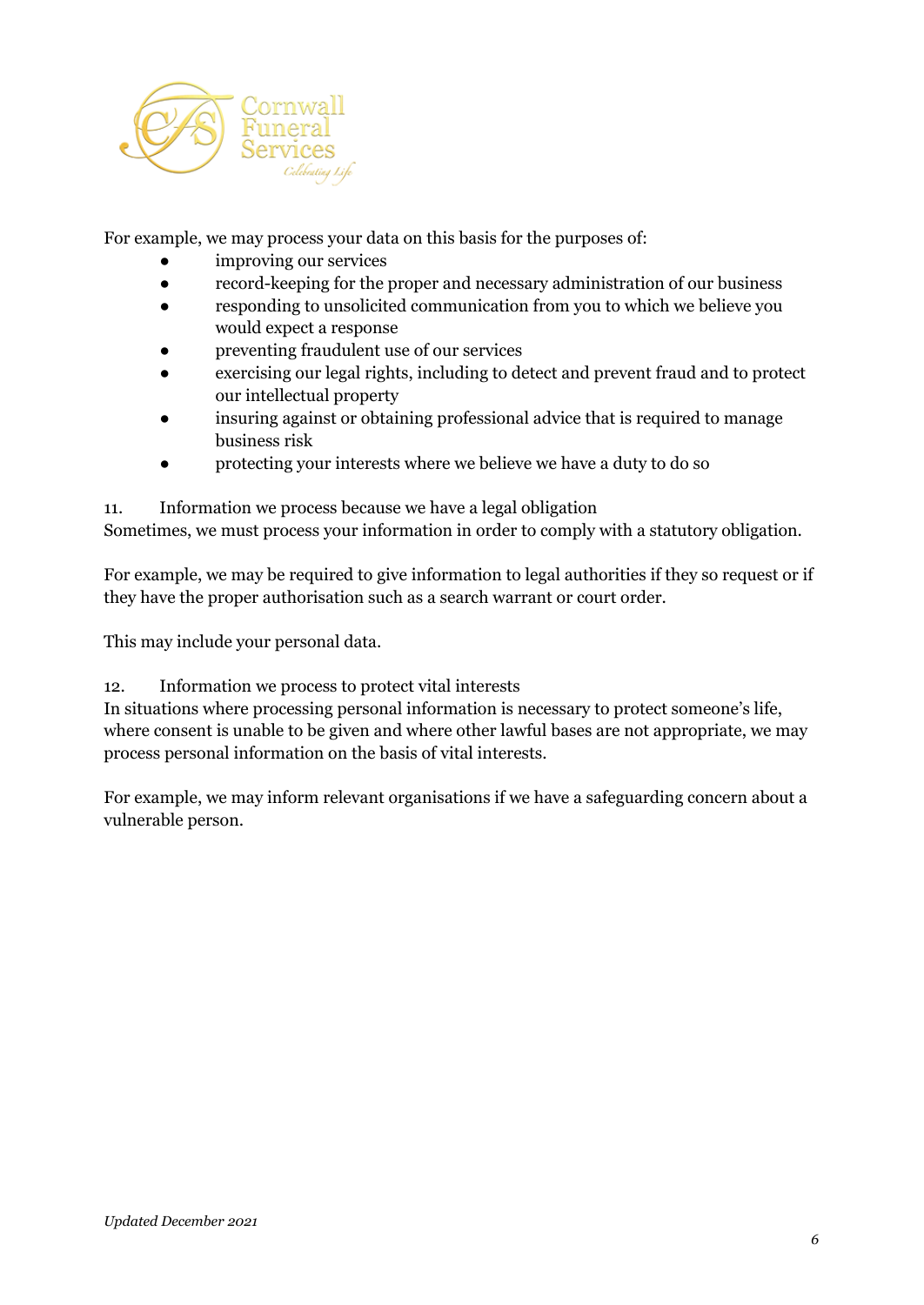For example, we may process your data on this basis for the purposes of:

- improving our services
- record-keeping for the proper and necessary administration of our business
- responding to unsolicited communication from you to which we believe you would expect a response
- preventing fraudulent use of our services
- exercising our legal rights, including to detect and prevent fraud and to protect our intellectual property
- insuring against or obtaining professional advice that is required to manage business risk
- protecting your interests where we believe we have a duty to do so

## 11. Information we process because we have a legal obligation

Sometimes, we must process your information in order to comply with a statutory obligation.

For example, we may be required to give information to legal authorities if they so request or if they have the proper authorisation such as a search warrant or court order.

This may include your personal data.

## 12. Information we process to protect vital interests

In situations where processing personal information is necessary to protect someone's life, where consent is unable to be given and where other lawful bases are not appropriate, we may process personal information on the basis of vital interests.

For example, we may inform relevant organisations if we have a safeguarding concern about a vulnerable person.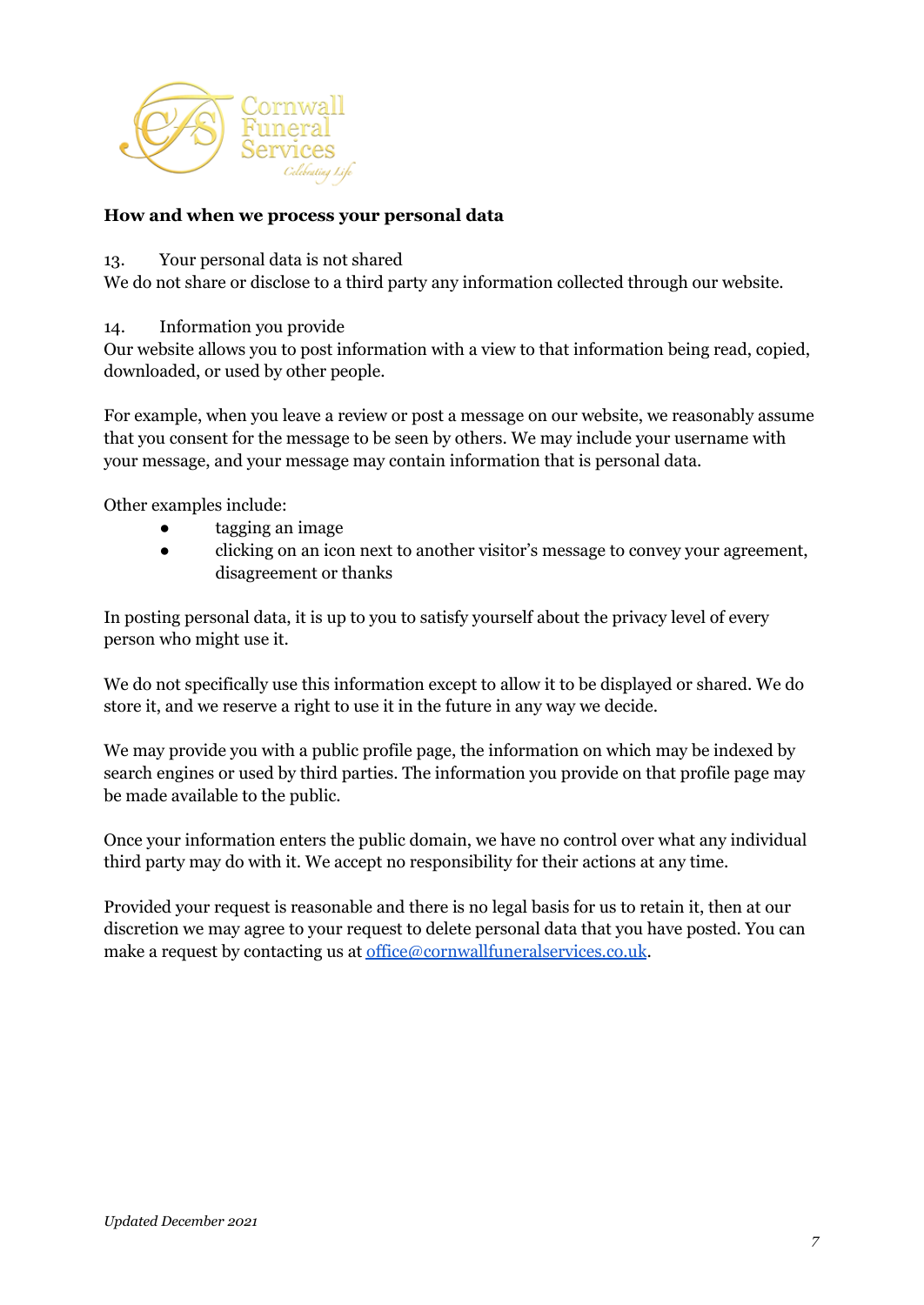**How and when we process your personal data**

13. Your personal data is not shared

We do not share or disclose to a third party any information collected through our website.

14. Information you provide

Our website allows you to post information with a view to that information being read, copied, downloaded, or used by other people.

For example, when you leave a review or post a message on our website, we reasonably assume that you consent for the message to be seen by others. We may include your username with your message, and your message may contain information that is personal data.

Other examples include:

- tagging an image
- clicking on an icon next to another visitor's message to convey your agreement, disagreement or thanks

In posting personal data, it is up to you to satisfy yourself about the privacy level of every person who might use it.

We do not specifically use this information except to allow it to be displayed or shared. We do store it, and we reserve a right to use it in the future in any way we decide.

We may provide you with a public profile page, the information on which may be indexed by search engines or used by third parties. The information you provide on that profile page may be made available to the public.

Once your information enters the public domain, we have no control over what any individual third party may do with it. We accept no responsibility for their actions at any time.

Provided your request is reasonable and there is no legal basis for us to retain it, then at our discretion we may agree to your request to delete personal data that you have posted. You can make a request by contacting us at office@cornwallfuneralservices.co.uk.

*Updated December 2021*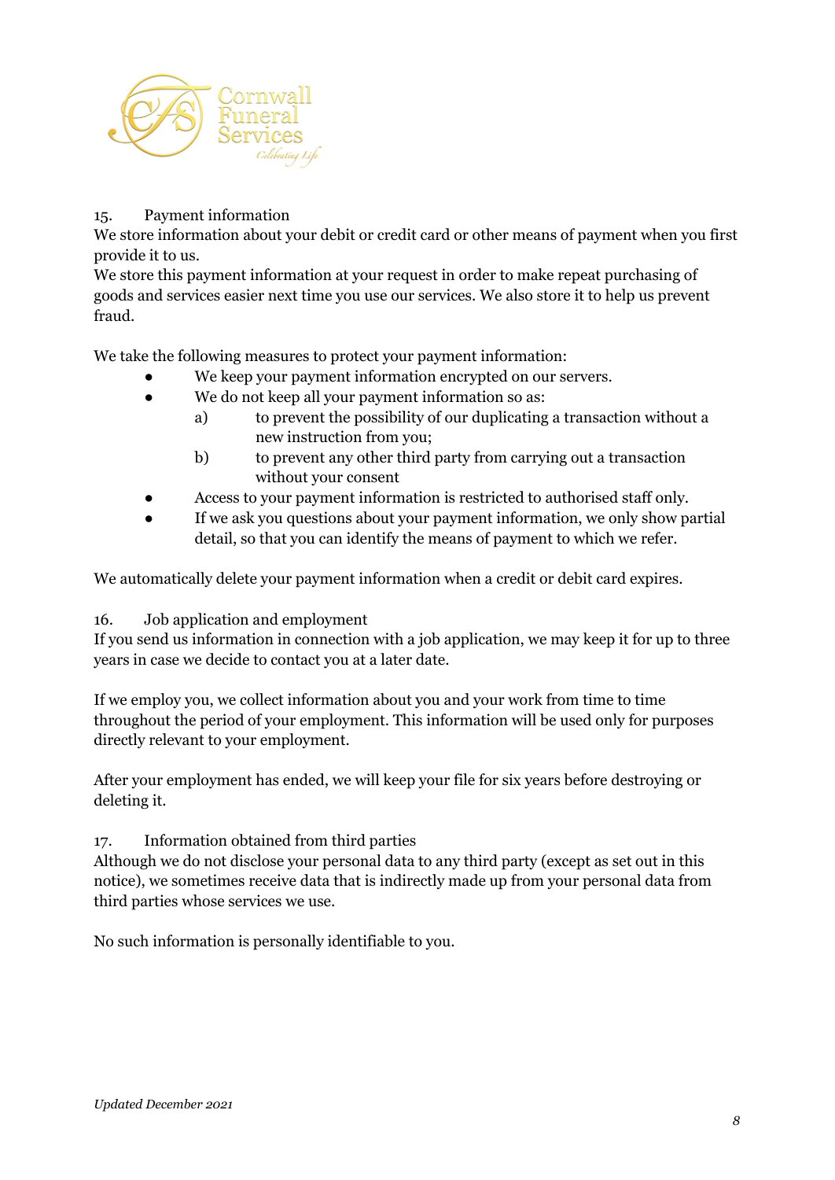15. Payment information

We store information about your debit or credit card or other means of payment when you first provide it to us.

We store this payment information at your request in order to make repeat purchasing of goods and services easier next time you use our services. We also store it to help us prevent fraud.

We take the following measures to protect your payment information:

- We keep your payment information encrypted on our servers.
- We do not keep all your payment information so as:
    a) to prevent the possibility of our duplicating a transaction without a new instruction from you;
    b) to prevent any other third party from carrying out a transaction without your consent
- Access to your payment information is restricted to authorised staff only.
- If we ask you questions about your payment information, we only show partial detail, so that you can identify the means of payment to which we refer.

We automatically delete your payment information when a credit or debit card expires.

16. Job application and employment

If you send us information in connection with a job application, we may keep it for up to three years in case we decide to contact you at a later date.

If we employ you, we collect information about you and your work from time to time throughout the period of your employment. This information will be used only for purposes directly relevant to your employment.

After your employment has ended, we will keep your file for six years before destroying or deleting it.

17. Information obtained from third parties

Although we do not disclose your personal data to any third party (except as set out in this notice), we sometimes receive data that is indirectly made up from your personal data from third parties whose services we use.

No such information is personally identifiable to you.

*Updated December 2021*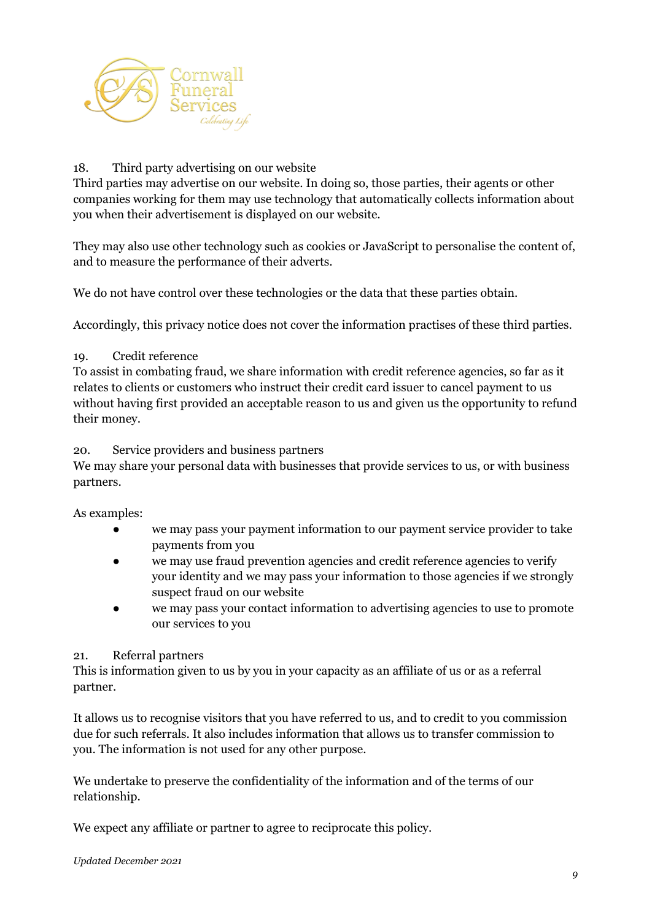## 18. Third party advertising on our website

Third parties may advertise on our website. In doing so, those parties, their agents or other companies working for them may use technology that automatically collects information about you when their advertisement is displayed on our website.

They may also use other technology such as cookies or JavaScript to personalise the content of, and to measure the performance of their adverts.

We do not have control over these technologies or the data that these parties obtain.

Accordingly, this privacy notice does not cover the information practises of these third parties.

## 19. Credit reference

To assist in combating fraud, we share information with credit reference agencies, so far as it relates to clients or customers who instruct their credit card issuer to cancel payment to us without having first provided an acceptable reason to us and given us the opportunity to refund their money.

## 20. Service providers and business partners

We may share your personal data with businesses that provide services to us, or with business partners.

As examples:

- we may pass your payment information to our payment service provider to take payments from you
- we may use fraud prevention agencies and credit reference agencies to verify your identity and we may pass your information to those agencies if we strongly suspect fraud on our website
- we may pass your contact information to advertising agencies to use to promote our services to you

## 21. Referral partners

This is information given to us by you in your capacity as an affiliate of us or as a referral partner.

It allows us to recognise visitors that you have referred to us, and to credit to you commission due for such referrals. It also includes information that allows us to transfer commission to you. The information is not used for any other purpose.

We undertake to preserve the confidentiality of the information and of the terms of our relationship.

We expect any affiliate or partner to agree to reciprocate this policy.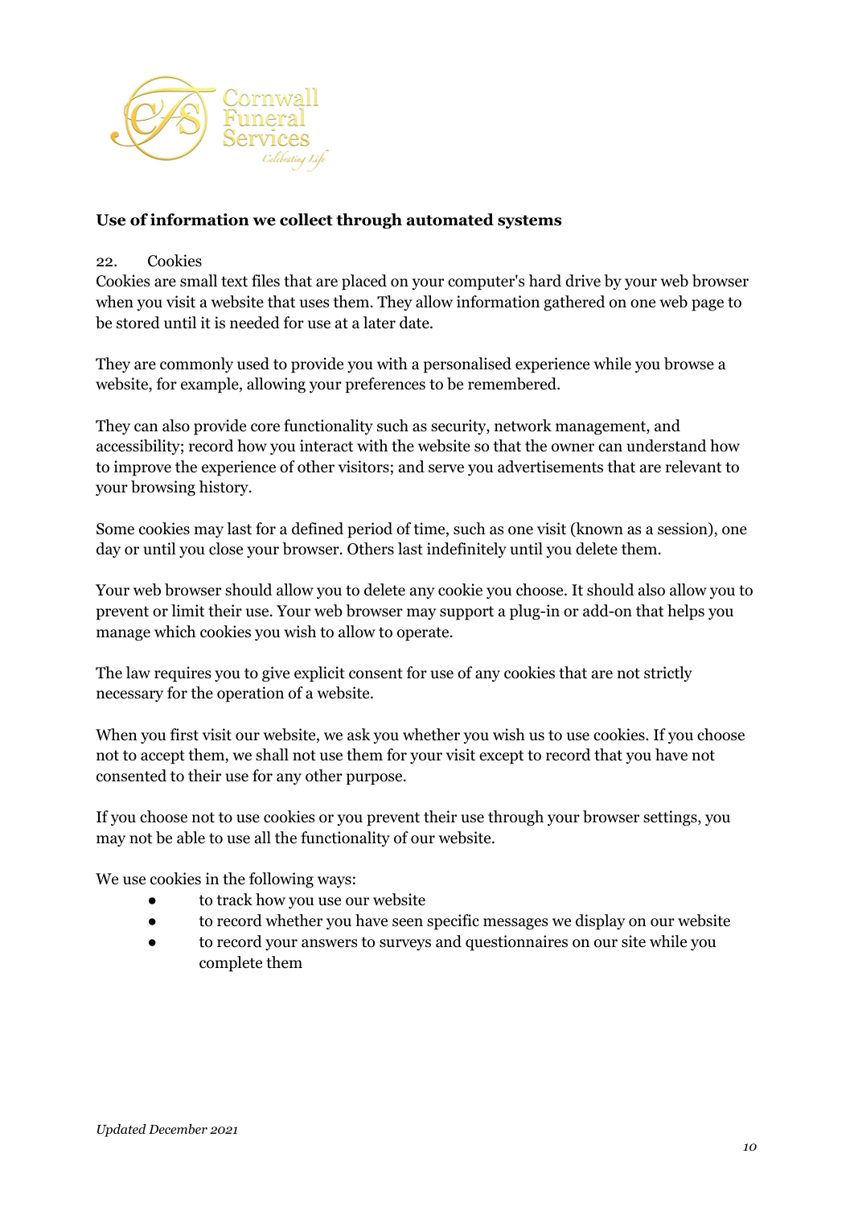### Use of information we collect through automated systems

22. Cookies

Cookies are small text files that are placed on your computer's hard drive by your web browser when you visit a website that uses them. They allow information gathered on one web page to be stored until it is needed for use at a later date.

They are commonly used to provide you with a personalised experience while you browse a website, for example, allowing your preferences to be remembered.

They can also provide core functionality such as security, network management, and accessibility; record how you interact with the website so that the owner can understand how to improve the experience of other visitors; and serve you advertisements that are relevant to your browsing history.

Some cookies may last for a defined period of time, such as one visit (known as a session), one day or until you close your browser. Others last indefinitely until you delete them.

Your web browser should allow you to delete any cookie you choose. It should also allow you to prevent or limit their use. Your web browser may support a plug-in or add-on that helps you manage which cookies you wish to allow to operate.

The law requires you to give explicit consent for use of any cookies that are not strictly necessary for the operation of a website.

When you first visit our website, we ask you whether you wish us to use cookies. If you choose not to accept them, we shall not use them for your visit except to record that you have not consented to their use for any other purpose.

If you choose not to use cookies or you prevent their use through your browser settings, you may not be able to use all the functionality of our website.

We use cookies in the following ways:

- to track how you use our website
- to record whether you have seen specific messages we display on our website
- to record your answers to surveys and questionnaires on our site while you complete them

*Updated December 2021*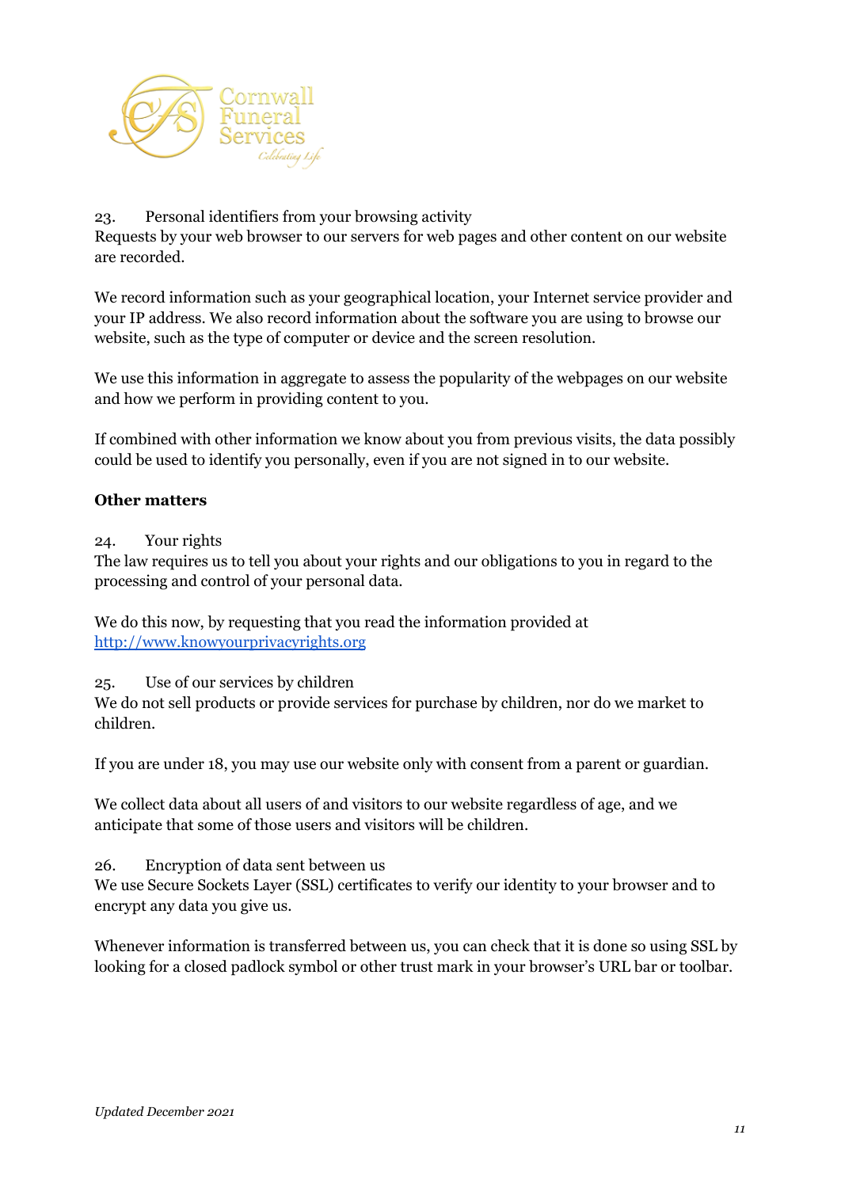23. Personal identifiers from your browsing activity
Requests by your web browser to our servers for web pages and other content on our website are recorded.

We record information such as your geographical location, your Internet service provider and your IP address. We also record information about the software you are using to browse our website, such as the type of computer or device and the screen resolution.

We use this information in aggregate to assess the popularity of the webpages on our website and how we perform in providing content to you.

If combined with other information we know about you from previous visits, the data possibly could be used to identify you personally, even if you are not signed in to our website.

**Other matters**

24. Your rights
The law requires us to tell you about your rights and our obligations to you in regard to the processing and control of your personal data.

We do this now, by requesting that you read the information provided at [http://www.knowyourprivacyrights.org](http://www.knowyourprivacyrights.org)

25. Use of our services by children
We do not sell products or provide services for purchase by children, nor do we market to children.

If you are under 18, you may use our website only with consent from a parent or guardian.

We collect data about all users of and visitors to our website regardless of age, and we anticipate that some of those users and visitors will be children.

26. Encryption of data sent between us
We use Secure Sockets Layer (SSL) certificates to verify our identity to your browser and to encrypt any data you give us.

Whenever information is transferred between us, you can check that it is done so using SSL by looking for a closed padlock symbol or other trust mark in your browser's URL bar or toolbar.

*Updated December 2021*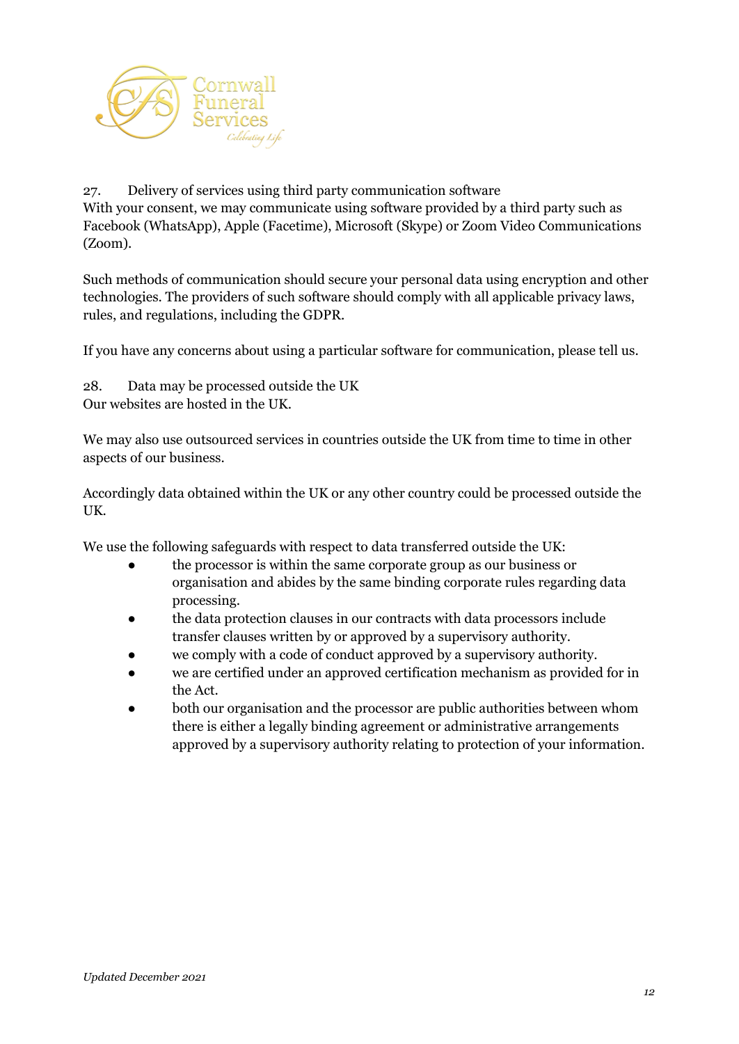27. Delivery of services using third party communication software

With your consent, we may communicate using software provided by a third party such as Facebook (WhatsApp), Apple (Facetime), Microsoft (Skype) or Zoom Video Communications (Zoom).

Such methods of communication should secure your personal data using encryption and other technologies. The providers of such software should comply with all applicable privacy laws, rules, and regulations, including the GDPR.

If you have any concerns about using a particular software for communication, please tell us.

28. Data may be processed outside the UK

Our websites are hosted in the UK.

We may also use outsourced services in countries outside the UK from time to time in other aspects of our business.

Accordingly data obtained within the UK or any other country could be processed outside the UK.

We use the following safeguards with respect to data transferred outside the UK:

- the processor is within the same corporate group as our business or organisation and abides by the same binding corporate rules regarding data processing.
- the data protection clauses in our contracts with data processors include transfer clauses written by or approved by a supervisory authority.
- we comply with a code of conduct approved by a supervisory authority.
- we are certified under an approved certification mechanism as provided for in the Act.
- both our organisation and the processor are public authorities between whom there is either a legally binding agreement or administrative arrangements approved by a supervisory authority relating to protection of your information.

*Updated December 2021*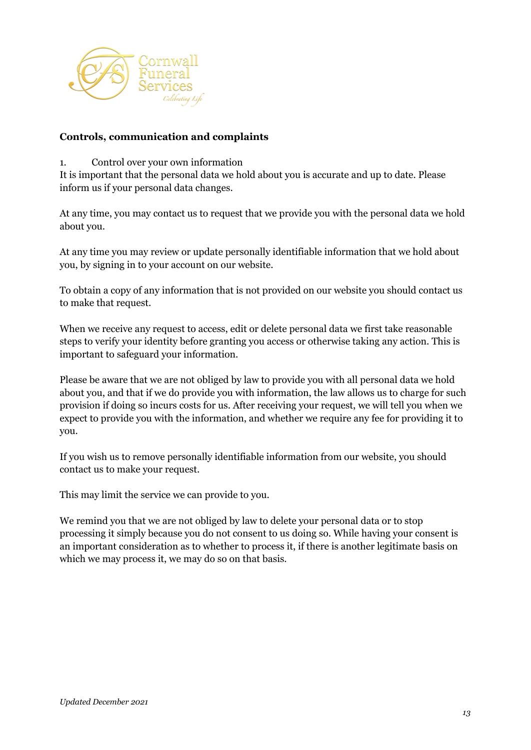**Controls, communication and complaints**

1. Control over your own information

It is important that the personal data we hold about you is accurate and up to date. Please inform us if your personal data changes.

At any time, you may contact us to request that we provide you with the personal data we hold about you.

At any time you may review or update personally identifiable information that we hold about you, by signing in to your account on our website.

To obtain a copy of any information that is not provided on our website you should contact us to make that request.

When we receive any request to access, edit or delete personal data we first take reasonable steps to verify your identity before granting you access or otherwise taking any action. This is important to safeguard your information.

Please be aware that we are not obliged by law to provide you with all personal data we hold about you, and that if we do provide you with information, the law allows us to charge for such provision if doing so incurs costs for us. After receiving your request, we will tell you when we expect to provide you with the information, and whether we require any fee for providing it to you.

If you wish us to remove personally identifiable information from our website, you should contact us to make your request.

This may limit the service we can provide to you.

We remind you that we are not obliged by law to delete your personal data or to stop processing it simply because you do not consent to us doing so. While having your consent is an important consideration as to whether to process it, if there is another legitimate basis on which we may process it, we may do so on that basis.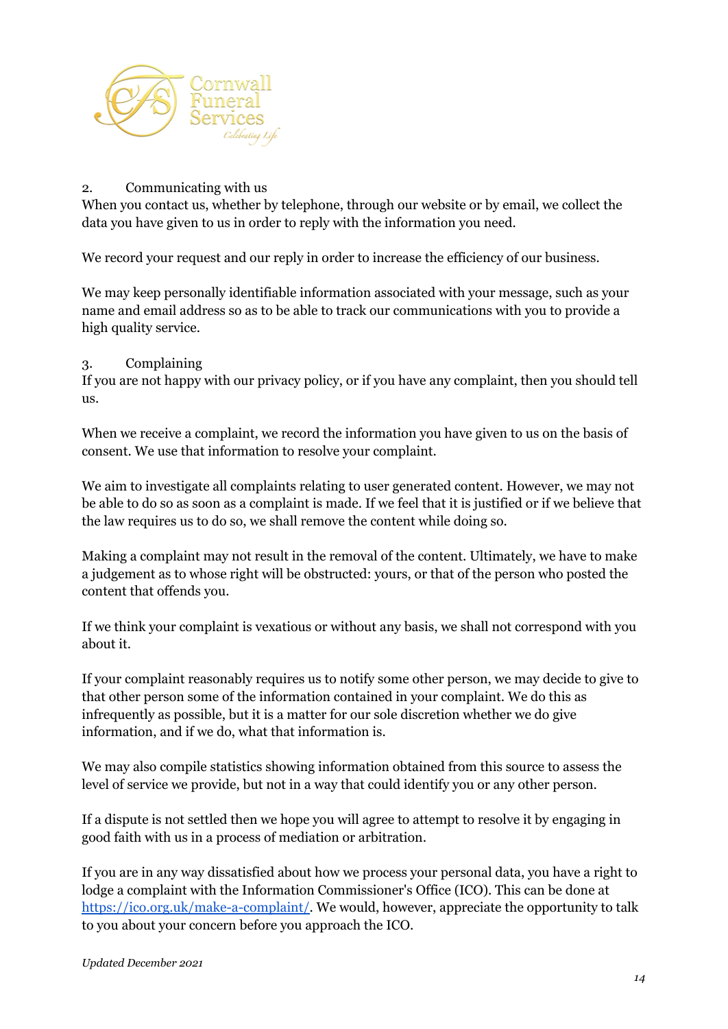## 2. Communicating with us

When you contact us, whether by telephone, through our website or by email, we collect the data you have given to us in order to reply with the information you need.

We record your request and our reply in order to increase the efficiency of our business.

We may keep personally identifiable information associated with your message, such as your name and email address so as to be able to track our communications with you to provide a high quality service.

## 3. Complaining

If you are not happy with our privacy policy, or if you have any complaint, then you should tell us.

When we receive a complaint, we record the information you have given to us on the basis of consent. We use that information to resolve your complaint.

We aim to investigate all complaints relating to user generated content. However, we may not be able to do so as soon as a complaint is made. If we feel that it is justified or if we believe that the law requires us to do so, we shall remove the content while doing so.

Making a complaint may not result in the removal of the content. Ultimately, we have to make a judgement as to whose right will be obstructed: yours, or that of the person who posted the content that offends you.

If we think your complaint is vexatious or without any basis, we shall not correspond with you about it.

If your complaint reasonably requires us to notify some other person, we may decide to give to that other person some of the information contained in your complaint. We do this as infrequently as possible, but it is a matter for our sole discretion whether we do give information, and if we do, what that information is.

We may also compile statistics showing information obtained from this source to assess the level of service we provide, but not in a way that could identify you or any other person.

If a dispute is not settled then we hope you will agree to attempt to resolve it by engaging in good faith with us in a process of mediation or arbitration.

If you are in any way dissatisfied about how we process your personal data, you have a right to lodge a complaint with the Information Commissioner's Office (ICO). This can be done at [https://ico.org.uk/make-a-complaint/](https://ico.org.uk/make-a-complaint/). We would, however, appreciate the opportunity to talk to you about your concern before you approach the ICO.

*Updated December 2021*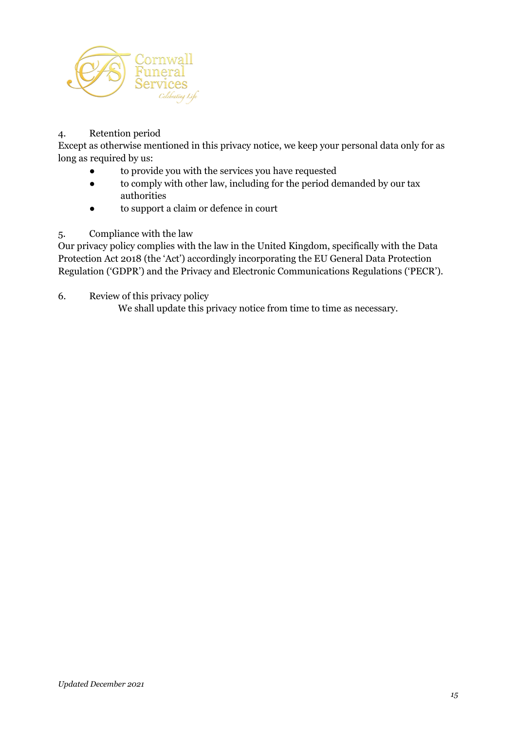4. Retention period

Except as otherwise mentioned in this privacy notice, we keep your personal data only for as long as required by us:

- to provide you with the services you have requested
- to comply with other law, including for the period demanded by our tax authorities
- to support a claim or defence in court

5. Compliance with the law

Our privacy policy complies with the law in the United Kingdom, specifically with the Data Protection Act 2018 (the 'Act') accordingly incorporating the EU General Data Protection Regulation ('GDPR') and the Privacy and Electronic Communications Regulations ('PECR').

6. Review of this privacy policy

We shall update this privacy notice from time to time as necessary.

*Updated December 2021*